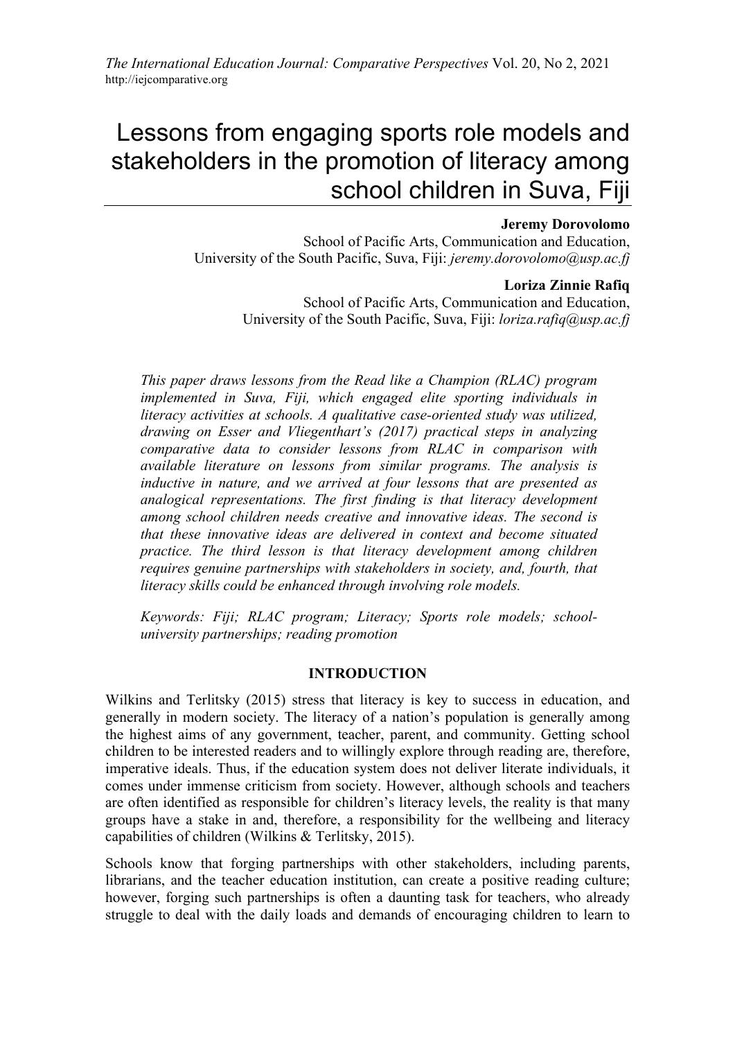# Lessons from engaging sports role models and stakeholders in the promotion of literacy among school children in Suva, Fiji

**Jeremy Dorovolomo**
School of Pacific Arts, Communication and Education,
University of the South Pacific, Suva, Fiji: *jeremy.dorovolomo@usp.ac.fj*

**Loriza Zinnie Rafiq**
School of Pacific Arts, Communication and Education,
University of the South Pacific, Suva, Fiji: *loriza.rafiq@usp.ac.fj*

*This paper draws lessons from the Read like a Champion (RLAC) program implemented in Suva, Fiji, which engaged elite sporting individuals in literacy activities at schools. A qualitative case-oriented study was utilized, drawing on Esser and Vliegenthart's (2017) practical steps in analyzing comparative data to consider lessons from RLAC in comparison with available literature on lessons from similar programs. The analysis is inductive in nature, and we arrived at four lessons that are presented as analogical representations. The first finding is that literacy development among school children needs creative and innovative ideas. The second is that these innovative ideas are delivered in context and become situated practice. The third lesson is that literacy development among children requires genuine partnerships with stakeholders in society, and, fourth, that literacy skills could be enhanced through involving role models.*

*Keywords: Fiji; RLAC program; Literacy; Sports role models; school-university partnerships; reading promotion*

## INTRODUCTION

Wilkins and Terlitsky (2015) stress that literacy is key to success in education, and generally in modern society. The literacy of a nation's population is generally among the highest aims of any government, teacher, parent, and community. Getting school children to be interested readers and to willingly explore through reading are, therefore, imperative ideals. Thus, if the education system does not deliver literate individuals, it comes under immense criticism from society. However, although schools and teachers are often identified as responsible for children's literacy levels, the reality is that many groups have a stake in and, therefore, a responsibility for the wellbeing and literacy capabilities of children (Wilkins & Terlitsky, 2015).

Schools know that forging partnerships with other stakeholders, including parents, librarians, and the teacher education institution, can create a positive reading culture; however, forging such partnerships is often a daunting task for teachers, who already struggle to deal with the daily loads and demands of encouraging children to learn to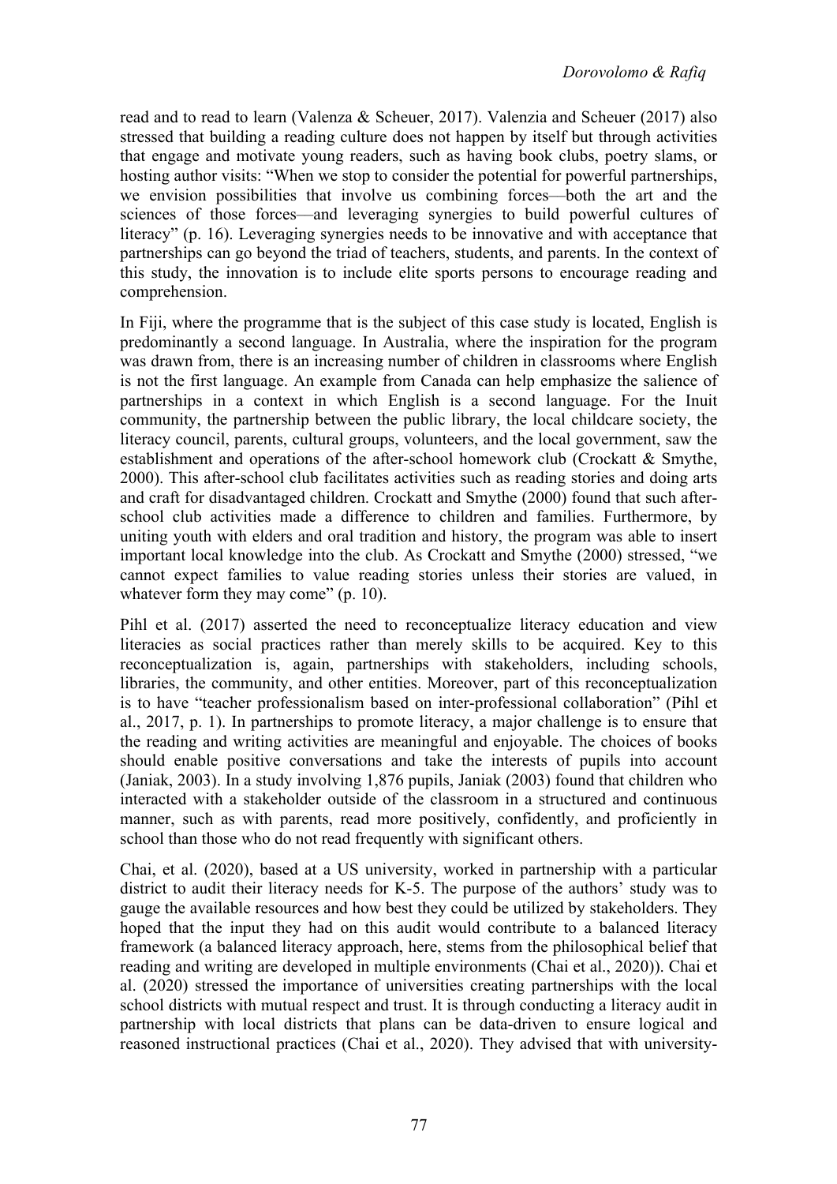read and to read to learn (Valenza & Scheuer, 2017). Valenzia and Scheuer (2017) also stressed that building a reading culture does not happen by itself but through activities that engage and motivate young readers, such as having book clubs, poetry slams, or hosting author visits: "When we stop to consider the potential for powerful partnerships, we envision possibilities that involve us combining forces—both the art and the sciences of those forces—and leveraging synergies to build powerful cultures of literacy" (p. 16). Leveraging synergies needs to be innovative and with acceptance that partnerships can go beyond the triad of teachers, students, and parents. In the context of this study, the innovation is to include elite sports persons to encourage reading and comprehension.

In Fiji, where the programme that is the subject of this case study is located, English is predominantly a second language. In Australia, where the inspiration for the program was drawn from, there is an increasing number of children in classrooms where English is not the first language. An example from Canada can help emphasize the salience of partnerships in a context in which English is a second language. For the Inuit community, the partnership between the public library, the local childcare society, the literacy council, parents, cultural groups, volunteers, and the local government, saw the establishment and operations of the after-school homework club (Crockatt & Smythe, 2000). This after-school club facilitates activities such as reading stories and doing arts and craft for disadvantaged children. Crockatt and Smythe (2000) found that such after-school club activities made a difference to children and families. Furthermore, by uniting youth with elders and oral tradition and history, the program was able to insert important local knowledge into the club. As Crockatt and Smythe (2000) stressed, "we cannot expect families to value reading stories unless their stories are valued, in whatever form they may come" (p. 10).

Pihl et al. (2017) asserted the need to reconceptualize literacy education and view literacies as social practices rather than merely skills to be acquired. Key to this reconceptualization is, again, partnerships with stakeholders, including schools, libraries, the community, and other entities. Moreover, part of this reconceptualization is to have "teacher professionalism based on inter-professional collaboration" (Pihl et al., 2017, p. 1). In partnerships to promote literacy, a major challenge is to ensure that the reading and writing activities are meaningful and enjoyable. The choices of books should enable positive conversations and take the interests of pupils into account (Janiak, 2003). In a study involving 1,876 pupils, Janiak (2003) found that children who interacted with a stakeholder outside of the classroom in a structured and continuous manner, such as with parents, read more positively, confidently, and proficiently in school than those who do not read frequently with significant others.

Chai, et al. (2020), based at a US university, worked in partnership with a particular district to audit their literacy needs for K-5. The purpose of the authors' study was to gauge the available resources and how best they could be utilized by stakeholders. They hoped that the input they had on this audit would contribute to a balanced literacy framework (a balanced literacy approach, here, stems from the philosophical belief that reading and writing are developed in multiple environments (Chai et al., 2020)). Chai et al. (2020) stressed the importance of universities creating partnerships with the local school districts with mutual respect and trust. It is through conducting a literacy audit in partnership with local districts that plans can be data-driven to ensure logical and reasoned instructional practices (Chai et al., 2020). They advised that with university-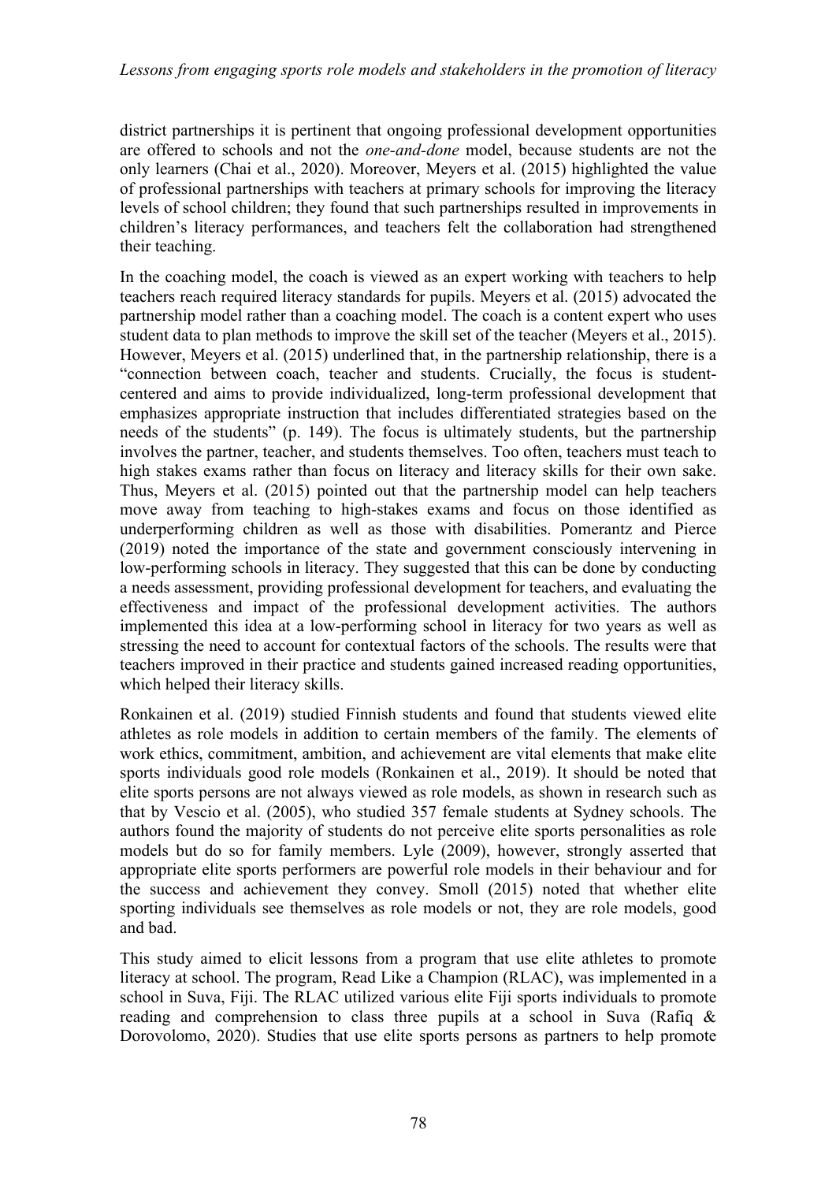district partnerships it is pertinent that ongoing professional development opportunities are offered to schools and not the *one-and-done* model, because students are not the only learners (Chai et al., 2020). Moreover, Meyers et al. (2015) highlighted the value of professional partnerships with teachers at primary schools for improving the literacy levels of school children; they found that such partnerships resulted in improvements in children's literacy performances, and teachers felt the collaboration had strengthened their teaching.

In the coaching model, the coach is viewed as an expert working with teachers to help teachers reach required literacy standards for pupils. Meyers et al. (2015) advocated the partnership model rather than a coaching model. The coach is a content expert who uses student data to plan methods to improve the skill set of the teacher (Meyers et al., 2015). However, Meyers et al. (2015) underlined that, in the partnership relationship, there is a "connection between coach, teacher and students. Crucially, the focus is student-centered and aims to provide individualized, long-term professional development that emphasizes appropriate instruction that includes differentiated strategies based on the needs of the students" (p. 149). The focus is ultimately students, but the partnership involves the partner, teacher, and students themselves. Too often, teachers must teach to high stakes exams rather than focus on literacy and literacy skills for their own sake. Thus, Meyers et al. (2015) pointed out that the partnership model can help teachers move away from teaching to high-stakes exams and focus on those identified as underperforming children as well as those with disabilities. Pomerantz and Pierce (2019) noted the importance of the state and government consciously intervening in low-performing schools in literacy. They suggested that this can be done by conducting a needs assessment, providing professional development for teachers, and evaluating the effectiveness and impact of the professional development activities. The authors implemented this idea at a low-performing school in literacy for two years as well as stressing the need to account for contextual factors of the schools. The results were that teachers improved in their practice and students gained increased reading opportunities, which helped their literacy skills.

Ronkainen et al. (2019) studied Finnish students and found that students viewed elite athletes as role models in addition to certain members of the family. The elements of work ethics, commitment, ambition, and achievement are vital elements that make elite sports individuals good role models (Ronkainen et al., 2019). It should be noted that elite sports persons are not always viewed as role models, as shown in research such as that by Vescio et al. (2005), who studied 357 female students at Sydney schools. The authors found the majority of students do not perceive elite sports personalities as role models but do so for family members. Lyle (2009), however, strongly asserted that appropriate elite sports performers are powerful role models in their behaviour and for the success and achievement they convey. Smoll (2015) noted that whether elite sporting individuals see themselves as role models or not, they are role models, good and bad.

This study aimed to elicit lessons from a program that use elite athletes to promote literacy at school. The program, Read Like a Champion (RLAC), was implemented in a school in Suva, Fiji. The RLAC utilized various elite Fiji sports individuals to promote reading and comprehension to class three pupils at a school in Suva (Rafiq & Dorovolomo, 2020). Studies that use elite sports persons as partners to help promote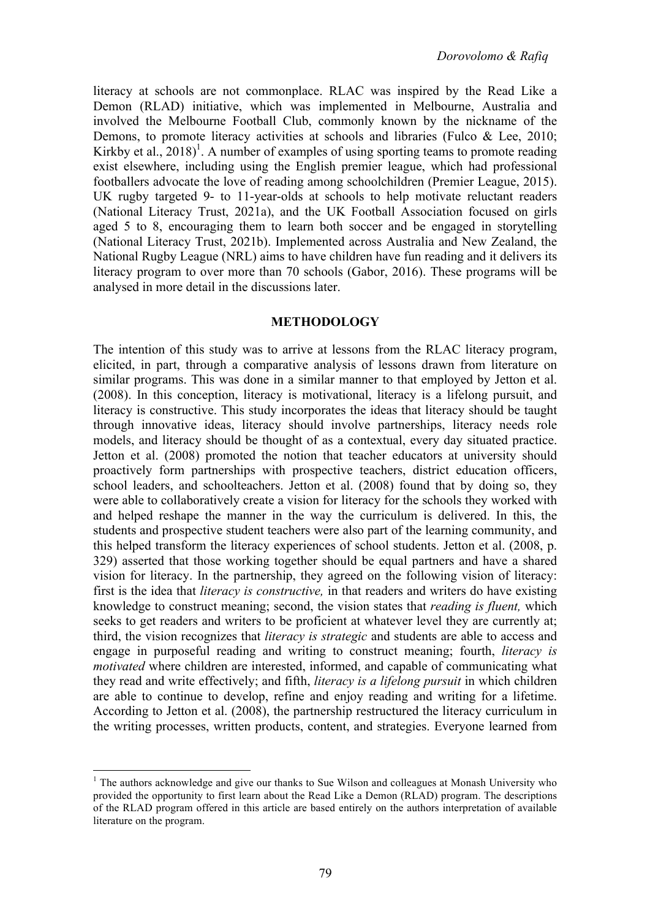literacy at schools are not commonplace. RLAC was inspired by the Read Like a Demon (RLAD) initiative, which was implemented in Melbourne, Australia and involved the Melbourne Football Club, commonly known by the nickname of the Demons, to promote literacy activities at schools and libraries (Fulco & Lee, 2010; Kirkby et al., 2018)[1]. A number of examples of using sporting teams to promote reading exist elsewhere, including using the English premier league, which had professional footballers advocate the love of reading among schoolchildren (Premier League, 2015). UK rugby targeted 9- to 11-year-olds at schools to help motivate reluctant readers (National Literacy Trust, 2021a), and the UK Football Association focused on girls aged 5 to 8, encouraging them to learn both soccer and be engaged in storytelling (National Literacy Trust, 2021b). Implemented across Australia and New Zealand, the National Rugby League (NRL) aims to have children have fun reading and it delivers its literacy program to over more than 70 schools (Gabor, 2016). These programs will be analysed in more detail in the discussions later.

## METHODOLOGY

The intention of this study was to arrive at lessons from the RLAC literacy program, elicited, in part, through a comparative analysis of lessons drawn from literature on similar programs. This was done in a similar manner to that employed by Jetton et al. (2008). In this conception, literacy is motivational, literacy is a lifelong pursuit, and literacy is constructive. This study incorporates the ideas that literacy should be taught through innovative ideas, literacy should involve partnerships, literacy needs role models, and literacy should be thought of as a contextual, every day situated practice. Jetton et al. (2008) promoted the notion that teacher educators at university should proactively form partnerships with prospective teachers, district education officers, school leaders, and schoolteachers. Jetton et al. (2008) found that by doing so, they were able to collaboratively create a vision for literacy for the schools they worked with and helped reshape the manner in the way the curriculum is delivered. In this, the students and prospective student teachers were also part of the learning community, and this helped transform the literacy experiences of school students. Jetton et al. (2008, p. 329) asserted that those working together should be equal partners and have a shared vision for literacy. In the partnership, they agreed on the following vision of literacy: first is the idea that *literacy is constructive,* in that readers and writers do have existing knowledge to construct meaning; second, the vision states that *reading is fluent,* which seeks to get readers and writers to be proficient at whatever level they are currently at; third, the vision recognizes that *literacy is strategic* and students are able to access and engage in purposeful reading and writing to construct meaning; fourth, *literacy is motivated* where children are interested, informed, and capable of communicating what they read and write effectively; and fifth, *literacy is a lifelong pursuit* in which children are able to continue to develop, refine and enjoy reading and writing for a lifetime. According to Jetton et al. (2008), the partnership restructured the literacy curriculum in the writing processes, written products, content, and strategies. Everyone learned from

---

[1] The authors acknowledge and give our thanks to Sue Wilson and colleagues at Monash University who provided the opportunity to first learn about the Read Like a Demon (RLAD) program. The descriptions of the RLAD program offered in this article are based entirely on the authors interpretation of available literature on the program.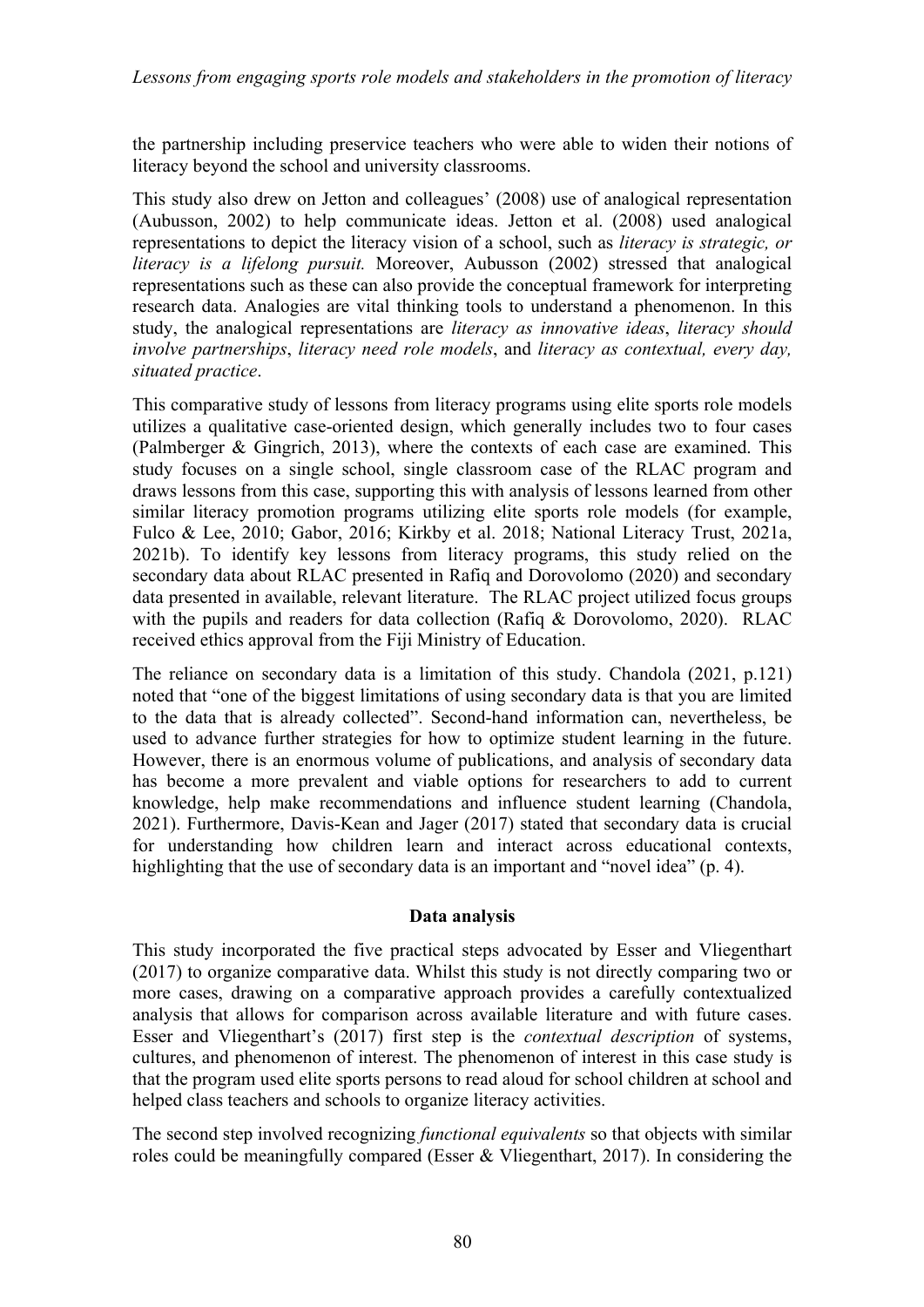the partnership including preservice teachers who were able to widen their notions of literacy beyond the school and university classrooms.

This study also drew on Jetton and colleagues' (2008) use of analogical representation (Aubusson, 2002) to help communicate ideas. Jetton et al. (2008) used analogical representations to depict the literacy vision of a school, such as *literacy is strategic, or literacy is a lifelong pursuit.* Moreover, Aubusson (2002) stressed that analogical representations such as these can also provide the conceptual framework for interpreting research data. Analogies are vital thinking tools to understand a phenomenon. In this study, the analogical representations are *literacy as innovative ideas*, *literacy should involve partnerships*, *literacy need role models*, and *literacy as contextual, every day, situated practice*.

This comparative study of lessons from literacy programs using elite sports role models utilizes a qualitative case-oriented design, which generally includes two to four cases (Palmberger & Gingrich, 2013), where the contexts of each case are examined. This study focuses on a single school, single classroom case of the RLAC program and draws lessons from this case, supporting this with analysis of lessons learned from other similar literacy promotion programs utilizing elite sports role models (for example, Fulco & Lee, 2010; Gabor, 2016; Kirkby et al. 2018; National Literacy Trust, 2021a, 2021b). To identify key lessons from literacy programs, this study relied on the secondary data about RLAC presented in Rafiq and Dorovolomo (2020) and secondary data presented in available, relevant literature. The RLAC project utilized focus groups with the pupils and readers for data collection (Rafiq & Dorovolomo, 2020). RLAC received ethics approval from the Fiji Ministry of Education.

The reliance on secondary data is a limitation of this study. Chandola (2021, p.121) noted that "one of the biggest limitations of using secondary data is that you are limited to the data that is already collected". Second-hand information can, nevertheless, be used to advance further strategies for how to optimize student learning in the future. However, there is an enormous volume of publications, and analysis of secondary data has become a more prevalent and viable options for researchers to add to current knowledge, help make recommendations and influence student learning (Chandola, 2021). Furthermore, Davis-Kean and Jager (2017) stated that secondary data is crucial for understanding how children learn and interact across educational contexts, highlighting that the use of secondary data is an important and "novel idea" (p. 4).

## Data analysis

This study incorporated the five practical steps advocated by Esser and Vliegenthart (2017) to organize comparative data. Whilst this study is not directly comparing two or more cases, drawing on a comparative approach provides a carefully contextualized analysis that allows for comparison across available literature and with future cases. Esser and Vliegenthart's (2017) first step is the *contextual description* of systems, cultures, and phenomenon of interest. The phenomenon of interest in this case study is that the program used elite sports persons to read aloud for school children at school and helped class teachers and schools to organize literacy activities.

The second step involved recognizing *functional equivalents* so that objects with similar roles could be meaningfully compared (Esser & Vliegenthart, 2017). In considering the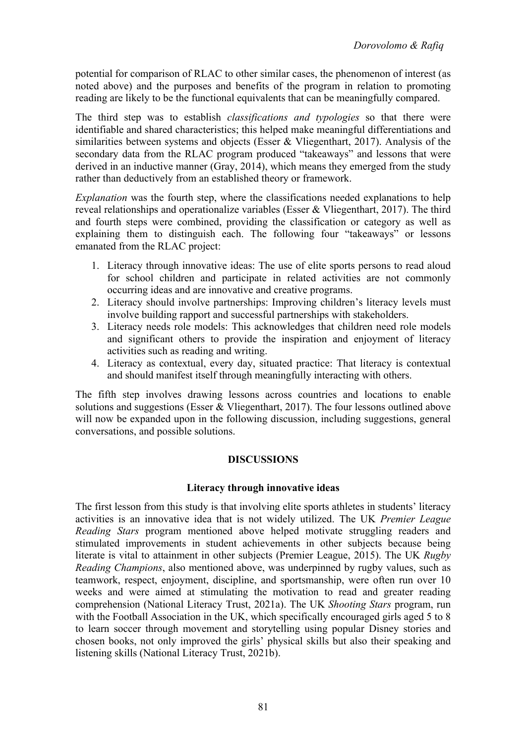potential for comparison of RLAC to other similar cases, the phenomenon of interest (as noted above) and the purposes and benefits of the program in relation to promoting reading are likely to be the functional equivalents that can be meaningfully compared.

The third step was to establish *classifications and typologies* so that there were identifiable and shared characteristics; this helped make meaningful differentiations and similarities between systems and objects (Esser & Vliegenthart, 2017). Analysis of the secondary data from the RLAC program produced "takeaways" and lessons that were derived in an inductive manner (Gray, 2014), which means they emerged from the study rather than deductively from an established theory or framework.

*Explanation* was the fourth step, where the classifications needed explanations to help reveal relationships and operationalize variables (Esser & Vliegenthart, 2017). The third and fourth steps were combined, providing the classification or category as well as explaining them to distinguish each. The following four "takeaways" or lessons emanated from the RLAC project:

1. Literacy through innovative ideas: The use of elite sports persons to read aloud for school children and participate in related activities are not commonly occurring ideas and are innovative and creative programs.
2. Literacy should involve partnerships: Improving children's literacy levels must involve building rapport and successful partnerships with stakeholders.
3. Literacy needs role models: This acknowledges that children need role models and significant others to provide the inspiration and enjoyment of literacy activities such as reading and writing.
4. Literacy as contextual, every day, situated practice: That literacy is contextual and should manifest itself through meaningfully interacting with others.

The fifth step involves drawing lessons across countries and locations to enable solutions and suggestions (Esser & Vliegenthart, 2017). The four lessons outlined above will now be expanded upon in the following discussion, including suggestions, general conversations, and possible solutions.

## DISCUSSIONS

### Literacy through innovative ideas

The first lesson from this study is that involving elite sports athletes in students' literacy activities is an innovative idea that is not widely utilized. The UK *Premier League Reading Stars* program mentioned above helped motivate struggling readers and stimulated improvements in student achievements in other subjects because being literate is vital to attainment in other subjects (Premier League, 2015). The UK *Rugby Reading Champions*, also mentioned above, was underpinned by rugby values, such as teamwork, respect, enjoyment, discipline, and sportsmanship, were often run over 10 weeks and were aimed at stimulating the motivation to read and greater reading comprehension (National Literacy Trust, 2021a). The UK *Shooting Stars* program, run with the Football Association in the UK, which specifically encouraged girls aged 5 to 8 to learn soccer through movement and storytelling using popular Disney stories and chosen books, not only improved the girls' physical skills but also their speaking and listening skills (National Literacy Trust, 2021b).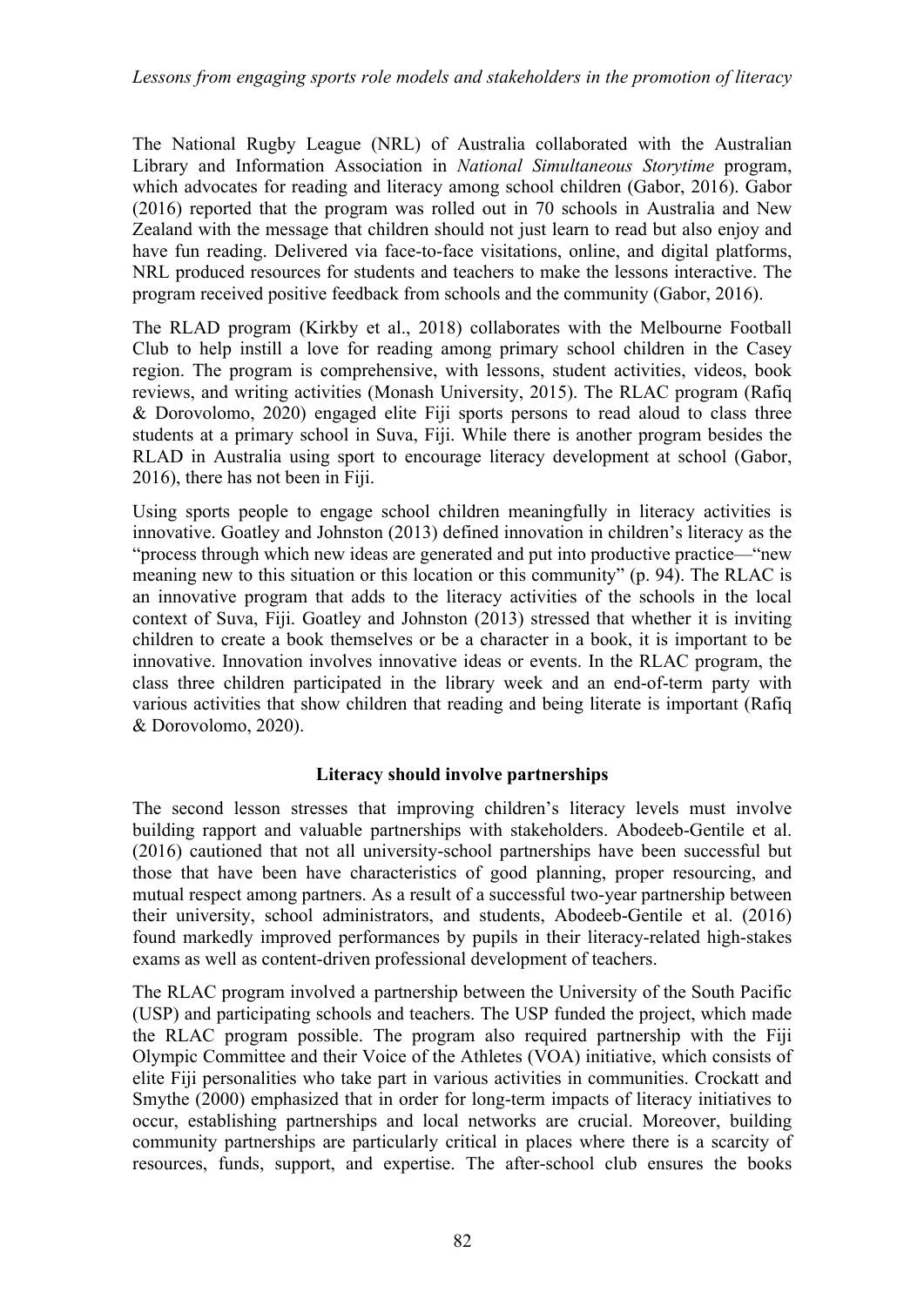The National Rugby League (NRL) of Australia collaborated with the Australian Library and Information Association in *National Simultaneous Storytime* program, which advocates for reading and literacy among school children (Gabor, 2016). Gabor (2016) reported that the program was rolled out in 70 schools in Australia and New Zealand with the message that children should not just learn to read but also enjoy and have fun reading. Delivered via face-to-face visitations, online, and digital platforms, NRL produced resources for students and teachers to make the lessons interactive. The program received positive feedback from schools and the community (Gabor, 2016).

The RLAD program (Kirkby et al., 2018) collaborates with the Melbourne Football Club to help instill a love for reading among primary school children in the Casey region. The program is comprehensive, with lessons, student activities, videos, book reviews, and writing activities (Monash University, 2015). The RLAC program (Rafiq & Dorovolomo, 2020) engaged elite Fiji sports persons to read aloud to class three students at a primary school in Suva, Fiji. While there is another program besides the RLAD in Australia using sport to encourage literacy development at school (Gabor, 2016), there has not been in Fiji.

Using sports people to engage school children meaningfully in literacy activities is innovative. Goatley and Johnston (2013) defined innovation in children's literacy as the "process through which new ideas are generated and put into productive practice—"new meaning new to this situation or this location or this community" (p. 94). The RLAC is an innovative program that adds to the literacy activities of the schools in the local context of Suva, Fiji. Goatley and Johnston (2013) stressed that whether it is inviting children to create a book themselves or be a character in a book, it is important to be innovative. Innovation involves innovative ideas or events. In the RLAC program, the class three children participated in the library week and an end-of-term party with various activities that show children that reading and being literate is important (Rafiq & Dorovolomo, 2020).

### Literacy should involve partnerships

The second lesson stresses that improving children's literacy levels must involve building rapport and valuable partnerships with stakeholders. Abodeeb-Gentile et al. (2016) cautioned that not all university-school partnerships have been successful but those that have been have characteristics of good planning, proper resourcing, and mutual respect among partners. As a result of a successful two-year partnership between their university, school administrators, and students, Abodeeb-Gentile et al. (2016) found markedly improved performances by pupils in their literacy-related high-stakes exams as well as content-driven professional development of teachers.

The RLAC program involved a partnership between the University of the South Pacific (USP) and participating schools and teachers. The USP funded the project, which made the RLAC program possible. The program also required partnership with the Fiji Olympic Committee and their Voice of the Athletes (VOA) initiative, which consists of elite Fiji personalities who take part in various activities in communities. Crockatt and Smythe (2000) emphasized that in order for long-term impacts of literacy initiatives to occur, establishing partnerships and local networks are crucial. Moreover, building community partnerships are particularly critical in places where there is a scarcity of resources, funds, support, and expertise. The after-school club ensures the books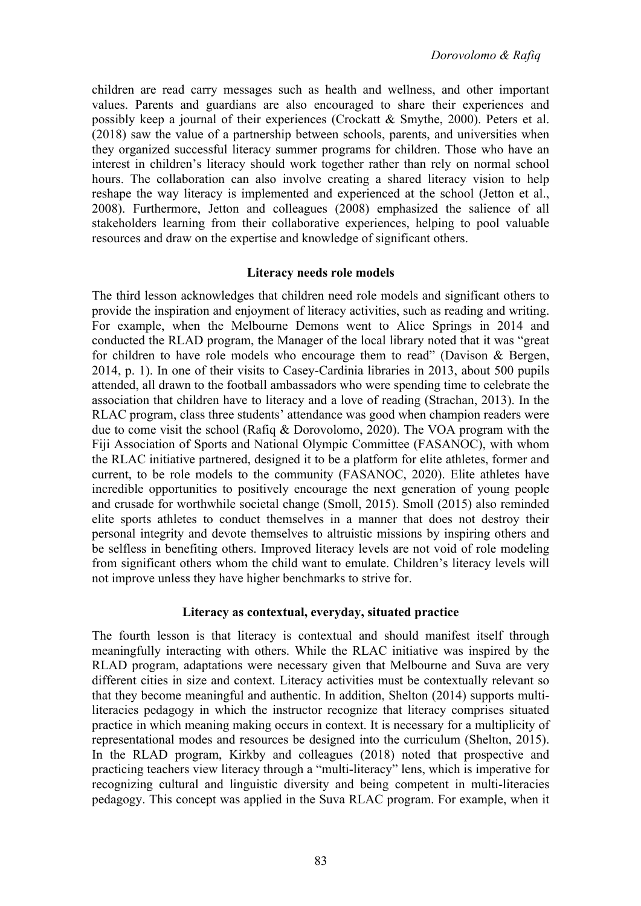children are read carry messages such as health and wellness, and other important values. Parents and guardians are also encouraged to share their experiences and possibly keep a journal of their experiences (Crockatt & Smythe, 2000). Peters et al. (2018) saw the value of a partnership between schools, parents, and universities when they organized successful literacy summer programs for children. Those who have an interest in children's literacy should work together rather than rely on normal school hours. The collaboration can also involve creating a shared literacy vision to help reshape the way literacy is implemented and experienced at the school (Jetton et al., 2008). Furthermore, Jetton and colleagues (2008) emphasized the salience of all stakeholders learning from their collaborative experiences, helping to pool valuable resources and draw on the expertise and knowledge of significant others.

### Literacy needs role models

The third lesson acknowledges that children need role models and significant others to provide the inspiration and enjoyment of literacy activities, such as reading and writing. For example, when the Melbourne Demons went to Alice Springs in 2014 and conducted the RLAD program, the Manager of the local library noted that it was "great for children to have role models who encourage them to read" (Davison & Bergen, 2014, p. 1). In one of their visits to Casey-Cardinia libraries in 2013, about 500 pupils attended, all drawn to the football ambassadors who were spending time to celebrate the association that children have to literacy and a love of reading (Strachan, 2013). In the RLAC program, class three students' attendance was good when champion readers were due to come visit the school (Rafiq & Dorovolomo, 2020). The VOA program with the Fiji Association of Sports and National Olympic Committee (FASANOC), with whom the RLAC initiative partnered, designed it to be a platform for elite athletes, former and current, to be role models to the community (FASANOC, 2020). Elite athletes have incredible opportunities to positively encourage the next generation of young people and crusade for worthwhile societal change (Smoll, 2015). Smoll (2015) also reminded elite sports athletes to conduct themselves in a manner that does not destroy their personal integrity and devote themselves to altruistic missions by inspiring others and be selfless in benefiting others. Improved literacy levels are not void of role modeling from significant others whom the child want to emulate. Children's literacy levels will not improve unless they have higher benchmarks to strive for.

### Literacy as contextual, everyday, situated practice

The fourth lesson is that literacy is contextual and should manifest itself through meaningfully interacting with others. While the RLAC initiative was inspired by the RLAD program, adaptations were necessary given that Melbourne and Suva are very different cities in size and context. Literacy activities must be contextually relevant so that they become meaningful and authentic. In addition, Shelton (2014) supports multi-literacies pedagogy in which the instructor recognize that literacy comprises situated practice in which meaning making occurs in context. It is necessary for a multiplicity of representational modes and resources be designed into the curriculum (Shelton, 2015). In the RLAD program, Kirkby and colleagues (2018) noted that prospective and practicing teachers view literacy through a "multi-literacy" lens, which is imperative for recognizing cultural and linguistic diversity and being competent in multi-literacies pedagogy. This concept was applied in the Suva RLAC program. For example, when it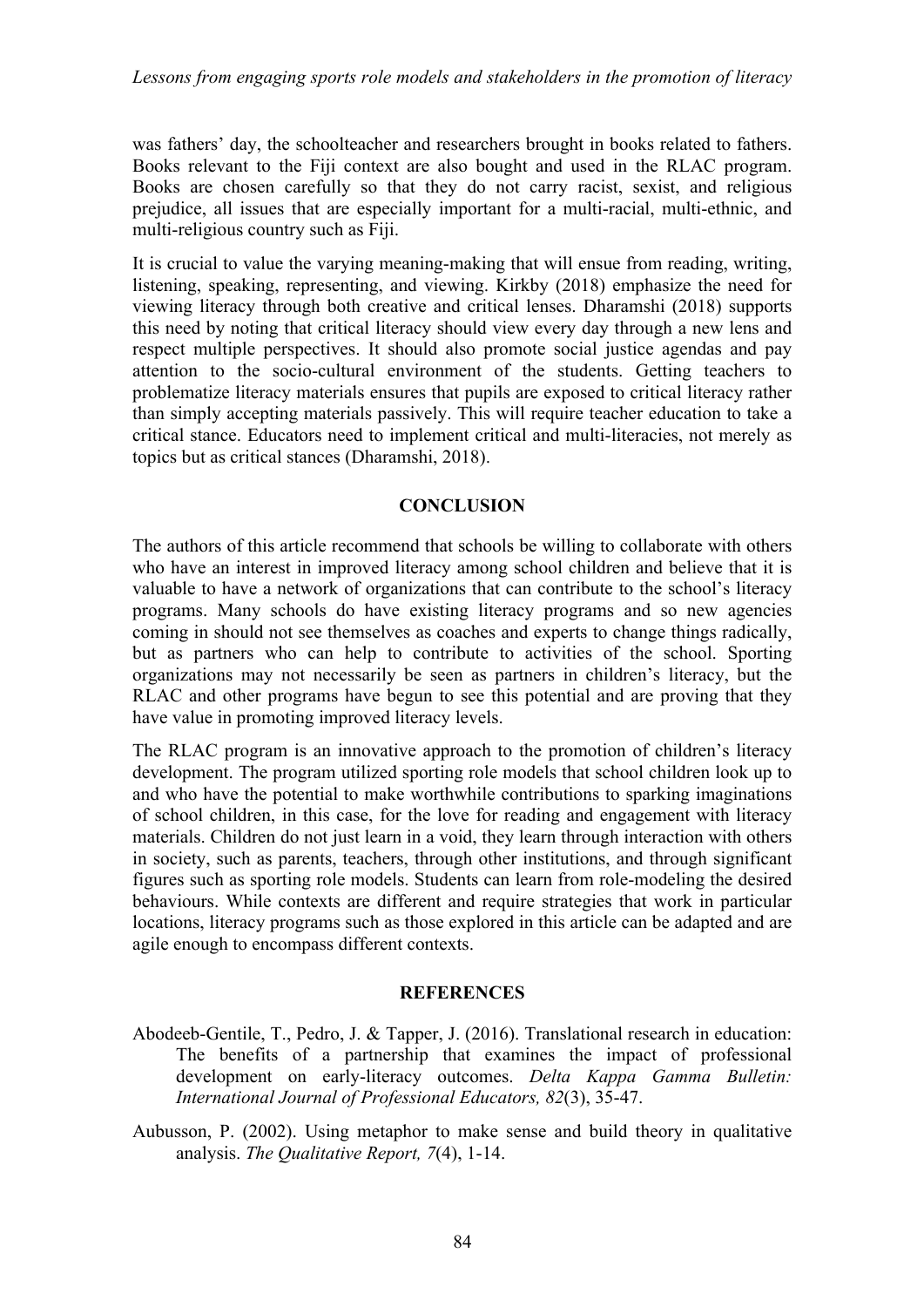was fathers' day, the schoolteacher and researchers brought in books related to fathers. Books relevant to the Fiji context are also bought and used in the RLAC program. Books are chosen carefully so that they do not carry racist, sexist, and religious prejudice, all issues that are especially important for a multi-racial, multi-ethnic, and multi-religious country such as Fiji.

It is crucial to value the varying meaning-making that will ensue from reading, writing, listening, speaking, representing, and viewing. Kirkby (2018) emphasize the need for viewing literacy through both creative and critical lenses. Dharamshi (2018) supports this need by noting that critical literacy should view every day through a new lens and respect multiple perspectives. It should also promote social justice agendas and pay attention to the socio-cultural environment of the students. Getting teachers to problematize literacy materials ensures that pupils are exposed to critical literacy rather than simply accepting materials passively. This will require teacher education to take a critical stance. Educators need to implement critical and multi-literacies, not merely as topics but as critical stances (Dharamshi, 2018).

## CONCLUSION

The authors of this article recommend that schools be willing to collaborate with others who have an interest in improved literacy among school children and believe that it is valuable to have a network of organizations that can contribute to the school's literacy programs. Many schools do have existing literacy programs and so new agencies coming in should not see themselves as coaches and experts to change things radically, but as partners who can help to contribute to activities of the school. Sporting organizations may not necessarily be seen as partners in children's literacy, but the RLAC and other programs have begun to see this potential and are proving that they have value in promoting improved literacy levels.

The RLAC program is an innovative approach to the promotion of children's literacy development. The program utilized sporting role models that school children look up to and who have the potential to make worthwhile contributions to sparking imaginations of school children, in this case, for the love for reading and engagement with literacy materials. Children do not just learn in a void, they learn through interaction with others in society, such as parents, teachers, through other institutions, and through significant figures such as sporting role models. Students can learn from role-modeling the desired behaviours. While contexts are different and require strategies that work in particular locations, literacy programs such as those explored in this article can be adapted and are agile enough to encompass different contexts.

## REFERENCES

Abodeeb-Gentile, T., Pedro, J. & Tapper, J. (2016). Translational research in education: The benefits of a partnership that examines the impact of professional development on early-literacy outcomes. *Delta Kappa Gamma Bulletin: International Journal of Professional Educators, 82*(3), 35-47.

Aubusson, P. (2002). Using metaphor to make sense and build theory in qualitative analysis. *The Qualitative Report, 7*(4), 1-14.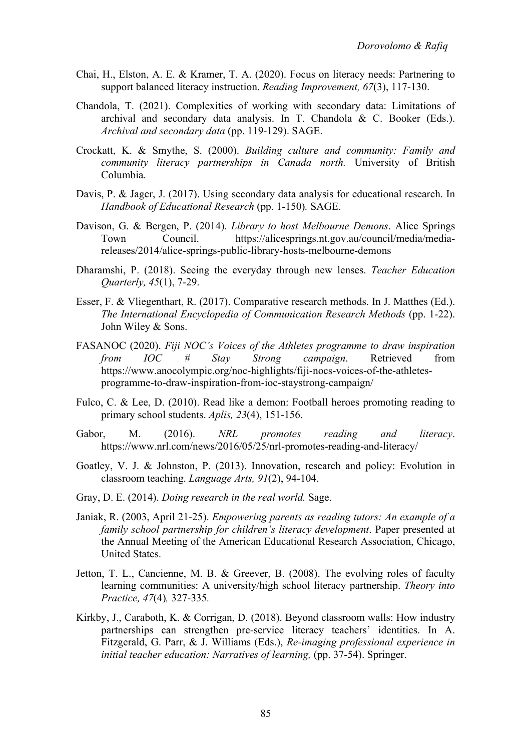Chai, H., Elston, A. E. & Kramer, T. A. (2020). Focus on literacy needs: Partnering to support balanced literacy instruction. *Reading Improvement, 67*(3), 117-130.

Chandola, T. (2021). Complexities of working with secondary data: Limitations of archival and secondary data analysis. In T. Chandola & C. Booker (Eds.). *Archival and secondary data* (pp. 119-129). SAGE.

Crockatt, K. & Smythe, S. (2000). *Building culture and community: Family and community literacy partnerships in Canada north.* University of British Columbia.

Davis, P. & Jager, J. (2017). Using secondary data analysis for educational research. In *Handbook of Educational Research* (pp. 1-150)*.* SAGE.

Davison, G. & Bergen, P. (2014). *Library to host Melbourne Demons*. Alice Springs Town Council. https://alicesprings.nt.gov.au/council/media/media-releases/2014/alice-springs-public-library-hosts-melbourne-demons

Dharamshi, P. (2018). Seeing the everyday through new lenses. *Teacher Education Quarterly, 45*(1), 7-29.

Esser, F. & Vliegenthart, R. (2017). Comparative research methods. In J. Matthes (Ed.). *The International Encyclopedia of Communication Research Methods* (pp. 1-22). John Wiley & Sons.

FASANOC (2020). *Fiji NOC's Voices of the Athletes programme to draw inspiration from IOC # Stay Strong campaign*. Retrieved from https://www.anocolympic.org/noc-highlights/fiji-nocs-voices-of-the-athletes-programme-to-draw-inspiration-from-ioc-staystrong-campaign/

Fulco, C. & Lee, D. (2010). Read like a demon: Football heroes promoting reading to primary school students. *Aplis, 23*(4), 151-156.

Gabor, M. (2016). *NRL promotes reading and literacy*. https://www.nrl.com/news/2016/05/25/nrl-promotes-reading-and-literacy/

Goatley, V. J. & Johnston, P. (2013). Innovation, research and policy: Evolution in classroom teaching. *Language Arts, 91*(2), 94-104.

Gray, D. E. (2014). *Doing research in the real world.* Sage.

Janiak, R. (2003, April 21-25). *Empowering parents as reading tutors: An example of a family school partnership for children's literacy development*. Paper presented at the Annual Meeting of the American Educational Research Association, Chicago, United States.

Jetton, T. L., Cancienne, M. B. & Greever, B. (2008). The evolving roles of faculty learning communities: A university/high school literacy partnership. *Theory into Practice, 47*(4)*,* 327-335*.*

Kirkby, J., Caraboth, K. & Corrigan, D. (2018). Beyond classroom walls: How industry partnerships can strengthen pre-service literacy teachers' identities. In A. Fitzgerald, G. Parr, & J. Williams (Eds.), *Re-imaging professional experience in initial teacher education: Narratives of learning,* (pp. 37-54). Springer.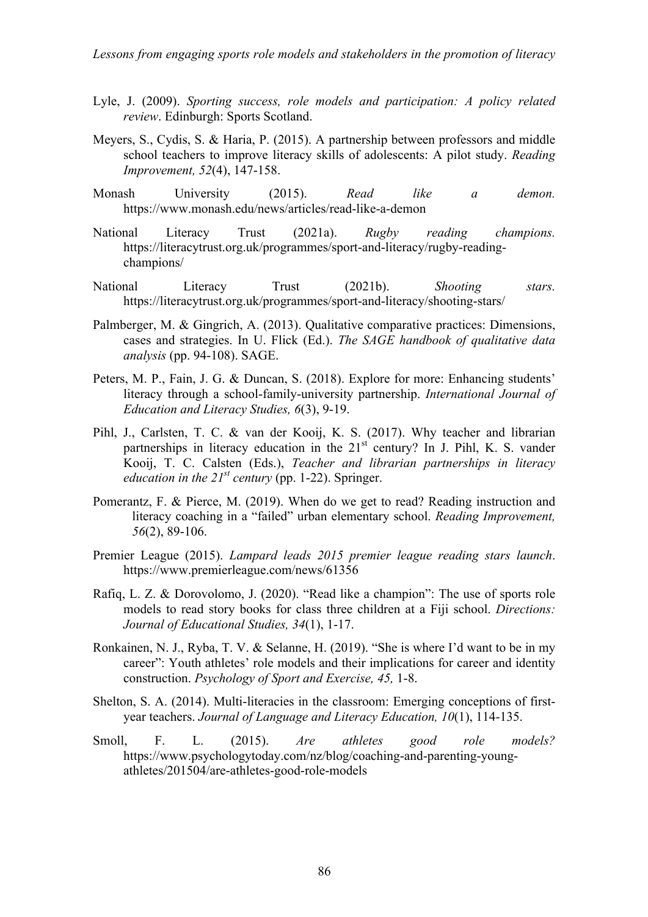Lyle, J. (2009). *Sporting success, role models and participation: A policy related review*. Edinburgh: Sports Scotland.

Meyers, S., Cydis, S. & Haria, P. (2015). A partnership between professors and middle school teachers to improve literacy skills of adolescents: A pilot study. *Reading Improvement, 52*(4), 147-158.

Monash University (2015). *Read like a demon.* https://www.monash.edu/news/articles/read-like-a-demon

National Literacy Trust (2021a). *Rugby reading champions.* https://literacytrust.org.uk/programmes/sport-and-literacy/rugby-reading-champions/

National Literacy Trust (2021b). *Shooting stars.* https://literacytrust.org.uk/programmes/sport-and-literacy/shooting-stars/

Palmberger, M. & Gingrich, A. (2013). Qualitative comparative practices: Dimensions, cases and strategies. In U. Flick (Ed.). *The SAGE handbook of qualitative data analysis* (pp. 94-108). SAGE.

Peters, M. P., Fain, J. G. & Duncan, S. (2018). Explore for more: Enhancing students' literacy through a school-family-university partnership. *International Journal of Education and Literacy Studies, 6*(3), 9-19.

Pihl, J., Carlsten, T. C. & van der Kooij, K. S. (2017). Why teacher and librarian partnerships in literacy education in the 21st century? In J. Pihl, K. S. vander Kooij, T. C. Calsten (Eds.), *Teacher and librarian partnerships in literacy education in the 21st century* (pp. 1-22). Springer.

Pomerantz, F. & Pierce, M. (2019). When do we get to read? Reading instruction and literacy coaching in a "failed" urban elementary school. *Reading Improvement, 56*(2), 89-106.

Premier League (2015). *Lampard leads 2015 premier league reading stars launch*. https://www.premierleague.com/news/61356

Rafiq, L. Z. & Dorovolomo, J. (2020). "Read like a champion": The use of sports role models to read story books for class three children at a Fiji school. *Directions: Journal of Educational Studies, 34*(1), 1-17.

Ronkainen, N. J., Ryba, T. V. & Selanne, H. (2019). "She is where I'd want to be in my career": Youth athletes' role models and their implications for career and identity construction. *Psychology of Sport and Exercise, 45,* 1-8.

Shelton, S. A. (2014). Multi-literacies in the classroom: Emerging conceptions of first-year teachers. *Journal of Language and Literacy Education, 10*(1), 114-135.

Smoll, F. L. (2015). *Are athletes good role models?* https://www.psychologytoday.com/nz/blog/coaching-and-parenting-young-athletes/201504/are-athletes-good-role-models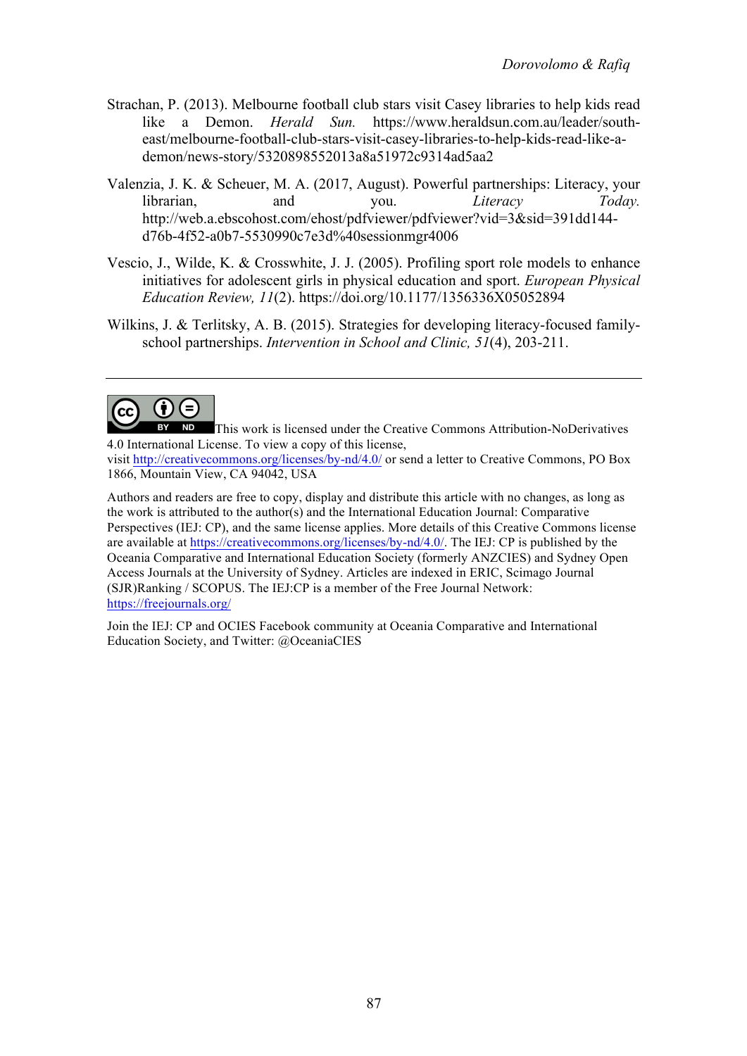Strachan, P. (2013). Melbourne football club stars visit Casey libraries to help kids read like a Demon. *Herald Sun.* https://www.heraldsun.com.au/leader/south-east/melbourne-football-club-stars-visit-casey-libraries-to-help-kids-read-like-a-demon/news-story/5320898552013a8a51972c9314ad5aa2

Valenzia, J. K. & Scheuer, M. A. (2017, August). Powerful partnerships: Literacy, your librarian, and you. *Literacy Today.* http://web.a.ebscohost.com/ehost/pdfviewer/pdfviewer?vid=3&sid=391dd144-d76b-4f52-a0b7-5530990c7e3d%40sessionmgr4006

Vescio, J., Wilde, K. & Crosswhite, J. J. (2005). Profiling sport role models to enhance initiatives for adolescent girls in physical education and sport. *European Physical Education Review, 11*(2). https://doi.org/10.1177/1356336X05052894

Wilkins, J. & Terlitsky, A. B. (2015). Strategies for developing literacy-focused family-school partnerships. *Intervention in School and Clinic, 51*(4), 203-211.

---

This work is licensed under the Creative Commons Attribution-NoDerivatives 4.0 International License. To view a copy of this license, visit http://creativecommons.org/licenses/by-nd/4.0/ or send a letter to Creative Commons, PO Box 1866, Mountain View, CA 94042, USA

Authors and readers are free to copy, display and distribute this article with no changes, as long as the work is attributed to the author(s) and the International Education Journal: Comparative Perspectives (IEJ: CP), and the same license applies. More details of this Creative Commons license are available at https://creativecommons.org/licenses/by-nd/4.0/. The IEJ: CP is published by the Oceania Comparative and International Education Society (formerly ANZCIES) and Sydney Open Access Journals at the University of Sydney. Articles are indexed in ERIC, Scimago Journal (SJR)Ranking / SCOPUS. The IEJ:CP is a member of the Free Journal Network: https://freejournals.org/

Join the IEJ: CP and OCIES Facebook community at Oceania Comparative and International Education Society, and Twitter: @OceaniaCIES